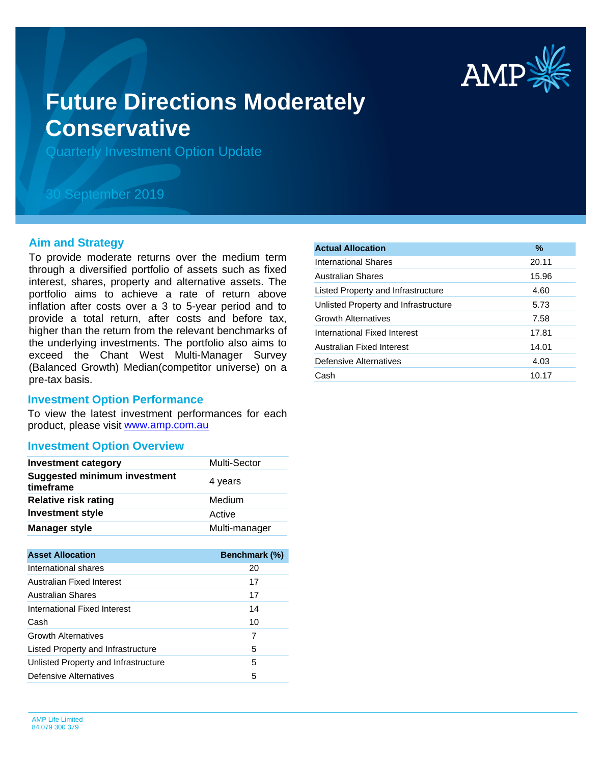# Future Directions Moderately Conservative

Quarterly Investment Option Update

30 September 2019

## Aim and Strategy

To provide moderate returns over the medium term through a diversified portfolio of assets such as fixed interest, shares, property and alternative assets. The portfolio aims to achieve a rate of return above inflation after costs over a 3 to 5-year period and to provide a total return, after costs and before tax, higher than the return from the relevant benchmarks of the underlying investments. The portfolio also aims to exceed the Chant West Multi-Manager Survey (Balanced Growth) Median(competitor universe) on a pre-tax basis.

## Investment Option Performance

To view the latest investment performances for each product, please visit www.amp.com.au

## Investment Option Overview

| | |
|---|---|
| **Investment category** | Multi-Sector |
| **Suggested minimum investment timeframe** | 4 years |
| **Relative risk rating** | Medium |
| **Investment style** | Active |
| **Manager style** | Multi-manager |

| Asset Allocation | Benchmark (%) |
|---|---|
| International shares | 20 |
| Australian Fixed Interest | 17 |
| Australian Shares | 17 |
| International Fixed Interest | 14 |
| Cash | 10 |
| Growth Alternatives | 7 |
| Listed Property and Infrastructure | 5 |
| Unlisted Property and Infrastructure | 5 |
| Defensive Alternatives | 5 |

| Actual Allocation | % |
|---|---|
| International Shares | 20.11 |
| Australian Shares | 15.96 |
| Listed Property and Infrastructure | 4.60 |
| Unlisted Property and Infrastructure | 5.73 |
| Growth Alternatives | 7.58 |
| International Fixed Interest | 17.81 |
| Australian Fixed Interest | 14.01 |
| Defensive Alternatives | 4.03 |
| Cash | 10.17 |

AMP Life Limited
84 079 300 379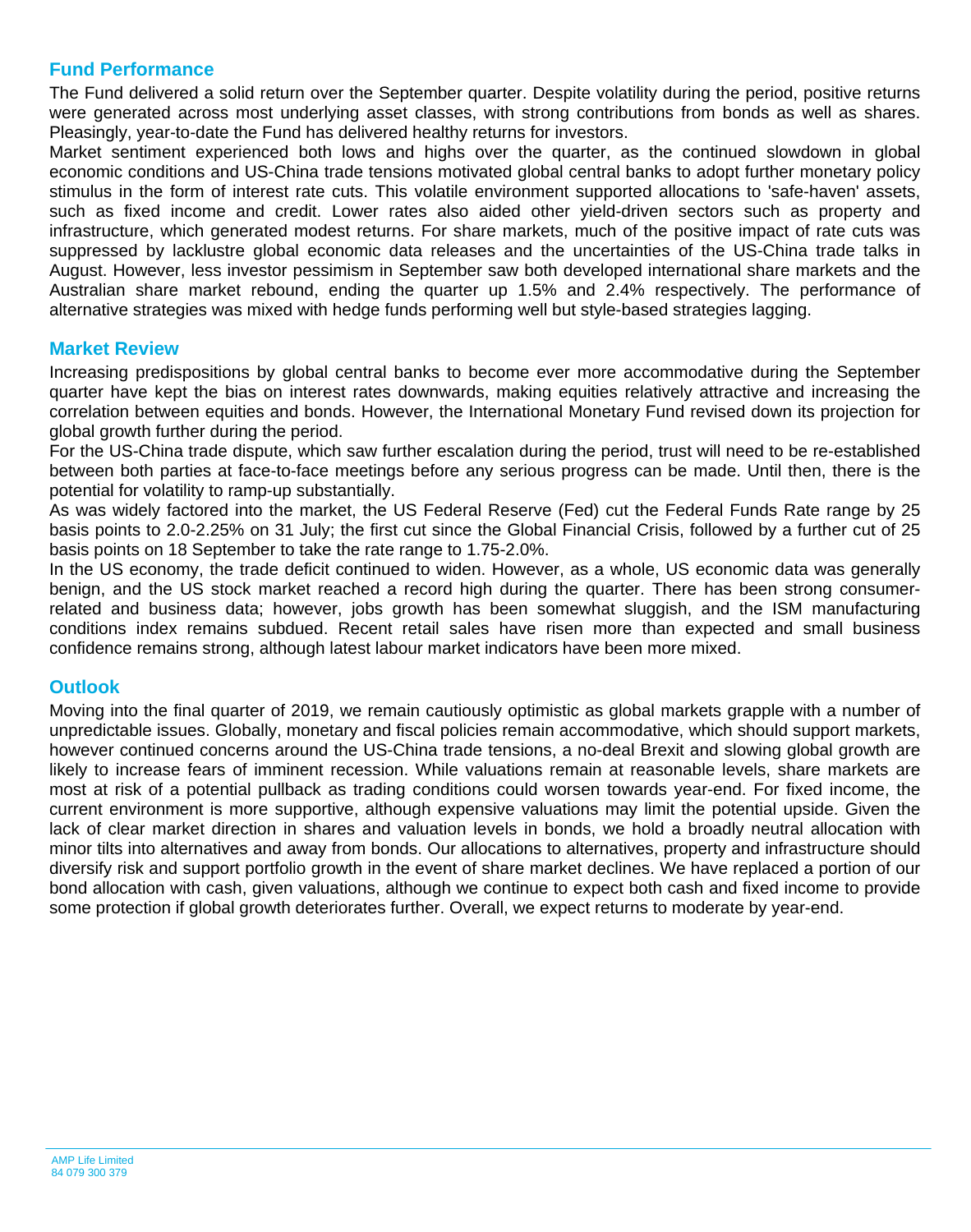## Fund Performance

The Fund delivered a solid return over the September quarter. Despite volatility during the period, positive returns were generated across most underlying asset classes, with strong contributions from bonds as well as shares. Pleasingly, year-to-date the Fund has delivered healthy returns for investors.

Market sentiment experienced both lows and highs over the quarter, as the continued slowdown in global economic conditions and US-China trade tensions motivated global central banks to adopt further monetary policy stimulus in the form of interest rate cuts. This volatile environment supported allocations to 'safe-haven' assets, such as fixed income and credit. Lower rates also aided other yield-driven sectors such as property and infrastructure, which generated modest returns. For share markets, much of the positive impact of rate cuts was suppressed by lacklustre global economic data releases and the uncertainties of the US-China trade talks in August. However, less investor pessimism in September saw both developed international share markets and the Australian share market rebound, ending the quarter up 1.5% and 2.4% respectively. The performance of alternative strategies was mixed with hedge funds performing well but style-based strategies lagging.

## Market Review

Increasing predispositions by global central banks to become ever more accommodative during the September quarter have kept the bias on interest rates downwards, making equities relatively attractive and increasing the correlation between equities and bonds. However, the International Monetary Fund revised down its projection for global growth further during the period.

For the US-China trade dispute, which saw further escalation during the period, trust will need to be re-established between both parties at face-to-face meetings before any serious progress can be made. Until then, there is the potential for volatility to ramp-up substantially.

As was widely factored into the market, the US Federal Reserve (Fed) cut the Federal Funds Rate range by 25 basis points to 2.0-2.25% on 31 July; the first cut since the Global Financial Crisis, followed by a further cut of 25 basis points on 18 September to take the rate range to 1.75-2.0%.

In the US economy, the trade deficit continued to widen. However, as a whole, US economic data was generally benign, and the US stock market reached a record high during the quarter. There has been strong consumer-related and business data; however, jobs growth has been somewhat sluggish, and the ISM manufacturing conditions index remains subdued. Recent retail sales have risen more than expected and small business confidence remains strong, although latest labour market indicators have been more mixed.

## Outlook

Moving into the final quarter of 2019, we remain cautiously optimistic as global markets grapple with a number of unpredictable issues. Globally, monetary and fiscal policies remain accommodative, which should support markets, however continued concerns around the US-China trade tensions, a no-deal Brexit and slowing global growth are likely to increase fears of imminent recession. While valuations remain at reasonable levels, share markets are most at risk of a potential pullback as trading conditions could worsen towards year-end. For fixed income, the current environment is more supportive, although expensive valuations may limit the potential upside. Given the lack of clear market direction in shares and valuation levels in bonds, we hold a broadly neutral allocation with minor tilts into alternatives and away from bonds. Our allocations to alternatives, property and infrastructure should diversify risk and support portfolio growth in the event of share market declines. We have replaced a portion of our bond allocation with cash, given valuations, although we continue to expect both cash and fixed income to provide some protection if global growth deteriorates further. Overall, we expect returns to moderate by year-end.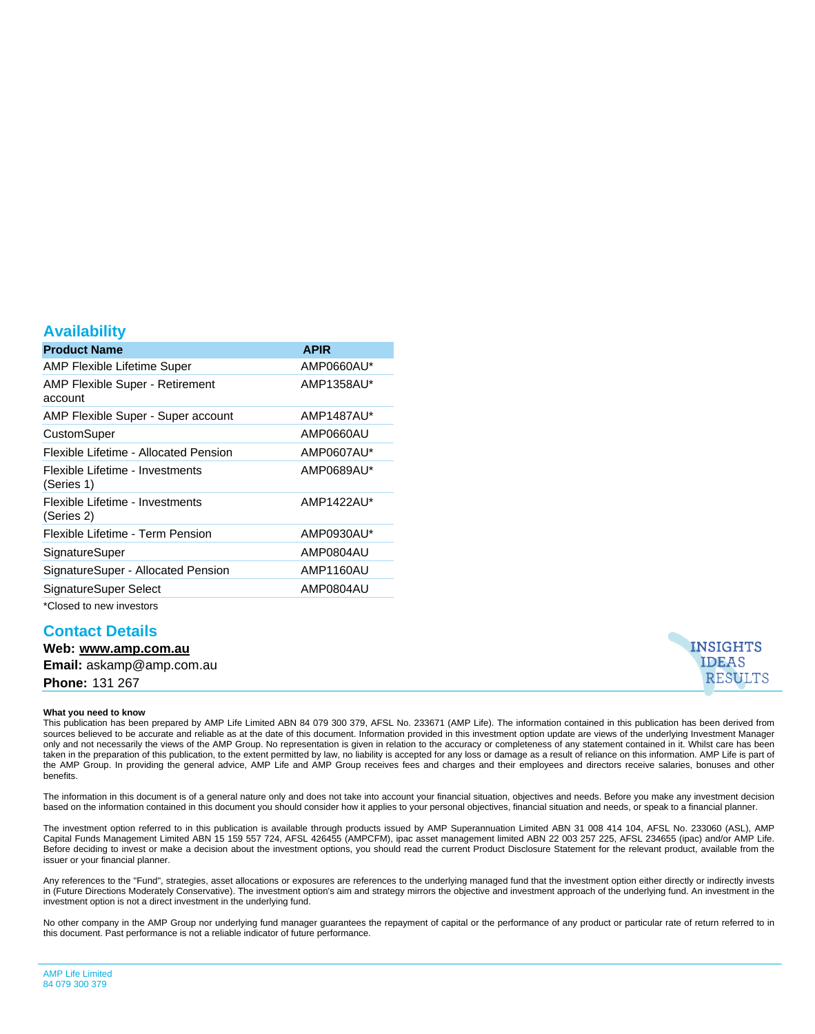## Availability

| Product Name | APIR |
|---|---|
| AMP Flexible Lifetime Super | AMP0660AU* |
| AMP Flexible Super - Retirement account | AMP1358AU* |
| AMP Flexible Super - Super account | AMP1487AU* |
| CustomSuper | AMP0660AU |
| Flexible Lifetime - Allocated Pension | AMP0607AU* |
| Flexible Lifetime - Investments (Series 1) | AMP0689AU* |
| Flexible Lifetime - Investments (Series 2) | AMP1422AU* |
| Flexible Lifetime - Term Pension | AMP0930AU* |
| SignatureSuper | AMP0804AU |
| SignatureSuper - Allocated Pension | AMP1160AU |
| SignatureSuper Select | AMP0804AU |

*Closed to new investors

## Contact Details

**Web:** **www.amp.com.au**
**Email:** askamp@amp.com.au
**Phone:** 131 267

INSIGHTS
IDEAS
RESULTS

**What you need to know**
This publication has been prepared by AMP Life Limited ABN 84 079 300 379, AFSL No. 233671 (AMP Life). The information contained in this publication has been derived from sources believed to be accurate and reliable as at the date of this document. Information provided in this investment option update are views of the underlying Investment Manager only and not necessarily the views of the AMP Group. No representation is given in relation to the accuracy or completeness of any statement contained in it. Whilst care has been taken in the preparation of this publication, to the extent permitted by law, no liability is accepted for any loss or damage as a result of reliance on this information. AMP Life is part of the AMP Group. In providing the general advice, AMP Life and AMP Group receives fees and charges and their employees and directors receive salaries, bonuses and other benefits.

The information in this document is of a general nature only and does not take into account your financial situation, objectives and needs. Before you make any investment decision based on the information contained in this document you should consider how it applies to your personal objectives, financial situation and needs, or speak to a financial planner.

The investment option referred to in this publication is available through products issued by AMP Superannuation Limited ABN 31 008 414 104, AFSL No. 233060 (ASL), AMP Capital Funds Management Limited ABN 15 159 557 724, AFSL 426455 (AMPCFM), ipac asset management limited ABN 22 003 257 225, AFSL 234655 (ipac) and/or AMP Life. Before deciding to invest or make a decision about the investment options, you should read the current Product Disclosure Statement for the relevant product, available from the issuer or your financial planner.

Any references to the "Fund", strategies, asset allocations or exposures are references to the underlying managed fund that the investment option either directly or indirectly invests in (Future Directions Moderately Conservative). The investment option's aim and strategy mirrors the objective and investment approach of the underlying fund. An investment in the investment option is not a direct investment in the underlying fund.

No other company in the AMP Group nor underlying fund manager guarantees the repayment of capital or the performance of any product or particular rate of return referred to in this document. Past performance is not a reliable indicator of future performance.

AMP Life Limited
84 079 300 379